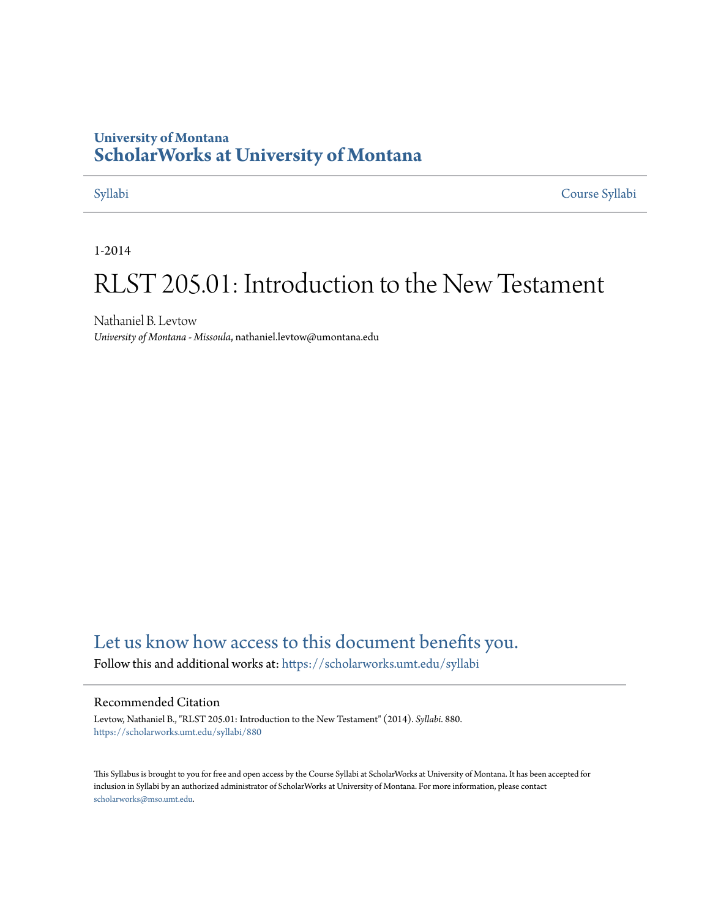University of Montana
# ScholarWorks at University of Montana

Syllabi | Course Syllabi

1-2014

# RLST 205.01: Introduction to the New Testament

Nathaniel B. Levtow
*University of Montana - Missoula*, nathaniel.levtow@umontana.edu

## Let us know how access to this document benefits you.

Follow this and additional works at: https://scholarworks.umt.edu/syllabi

### Recommended Citation

Levtow, Nathaniel B., "RLST 205.01: Introduction to the New Testament" (2014). *Syllabi*. 880.
https://scholarworks.umt.edu/syllabi/880

This Syllabus is brought to you for free and open access by the Course Syllabi at ScholarWorks at University of Montana. It has been accepted for inclusion in Syllabi by an authorized administrator of ScholarWorks at University of Montana. For more information, please contact scholarworks@mso.umt.edu.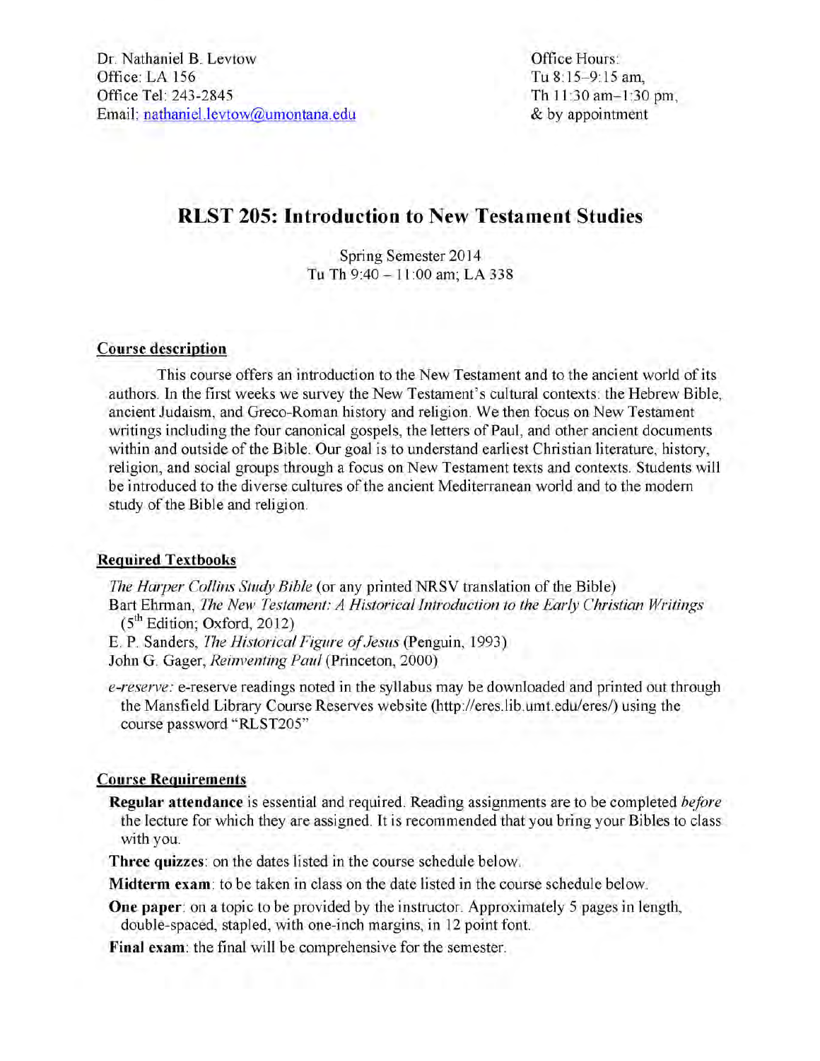Dr. Nathaniel B. Levtow
Office: LA 156
Office Tel: 243-2845
Email: nathaniel.levtow@umontana.edu

Office Hours:
Tu 8:15–9:15 am,
Th 11:30 am–1:30 pm,
& by appointment

# RLST 205: Introduction to New Testament Studies

Spring Semester 2014
Tu Th 9:40 – 11:00 am; LA 338

## Course description

This course offers an introduction to the New Testament and to the ancient world of its authors. In the first weeks we survey the New Testament's cultural contexts: the Hebrew Bible, ancient Judaism, and Greco-Roman history and religion. We then focus on New Testament writings including the four canonical gospels, the letters of Paul, and other ancient documents within and outside of the Bible. Our goal is to understand earliest Christian literature, history, religion, and social groups through a focus on New Testament texts and contexts. Students will be introduced to the diverse cultures of the ancient Mediterranean world and to the modern study of the Bible and religion.

## Required Textbooks

*The Harper Collins Study Bible* (or any printed NRSV translation of the Bible)
Bart Ehrman, *The New Testament: A Historical Introduction to the Early Christian Writings* (5th Edition; Oxford, 2012)
E. P. Sanders, *The Historical Figure of Jesus* (Penguin, 1993)
John G. Gager, *Reinventing Paul* (Princeton, 2000)

*e-reserve:* e-reserve readings noted in the syllabus may be downloaded and printed out through the Mansfield Library Course Reserves website (http://eres.lib.umt.edu/eres/) using the course password "RLST205"

## Course Requirements

**Regular attendance** is essential and required. Reading assignments are to be completed *before* the lecture for which they are assigned. It is recommended that you bring your Bibles to class with you.

**Three quizzes**: on the dates listed in the course schedule below.

**Midterm exam**: to be taken in class on the date listed in the course schedule below.

**One paper**: on a topic to be provided by the instructor. Approximately 5 pages in length, double-spaced, stapled, with one-inch margins, in 12 point font.

**Final exam**: the final will be comprehensive for the semester.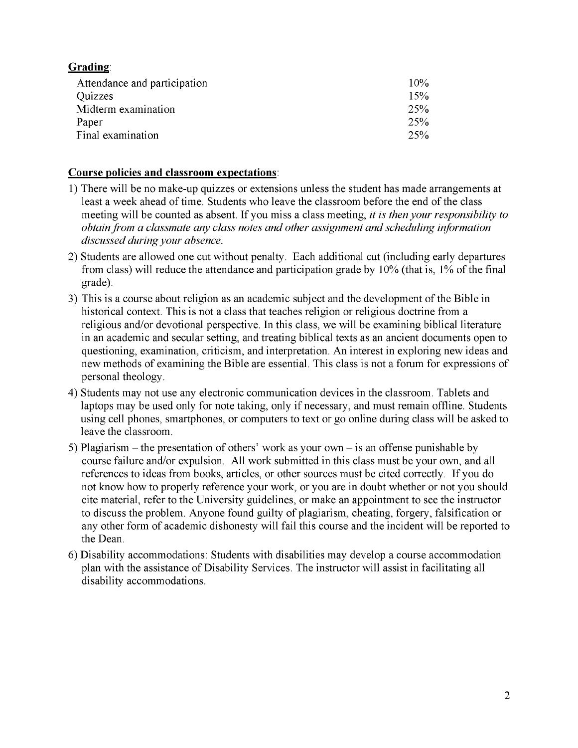**Grading**:

| | |
|---|---|
| Attendance and participation | 10% |
| Quizzes | 15% |
| Midterm examination | 25% |
| Paper | 25% |
| Final examination | 25% |

**Course policies and classroom expectations**:

1) There will be no make-up quizzes or extensions unless the student has made arrangements at least a week ahead of time. Students who leave the classroom before the end of the class meeting will be counted as absent. If you miss a class meeting, *it is then your responsibility to obtain from a classmate any class notes and other assignment and scheduling information discussed during your absence.*
2) Students are allowed one cut without penalty. Each additional cut (including early departures from class) will reduce the attendance and participation grade by 10% (that is, 1% of the final grade).
3) This is a course about religion as an academic subject and the development of the Bible in historical context. This is not a class that teaches religion or religious doctrine from a religious and/or devotional perspective. In this class, we will be examining biblical literature in an academic and secular setting, and treating biblical texts as an ancient documents open to questioning, examination, criticism, and interpretation. An interest in exploring new ideas and new methods of examining the Bible are essential. This class is not a forum for expressions of personal theology.
4) Students may not use any electronic communication devices in the classroom. Tablets and laptops may be used only for note taking, only if necessary, and must remain offline. Students using cell phones, smartphones, or computers to text or go online during class will be asked to leave the classroom.
5) Plagiarism – the presentation of others' work as your own – is an offense punishable by course failure and/or expulsion. All work submitted in this class must be your own, and all references to ideas from books, articles, or other sources must be cited correctly. If you do not know how to properly reference your work, or you are in doubt whether or not you should cite material, refer to the University guidelines, or make an appointment to see the instructor to discuss the problem. Anyone found guilty of plagiarism, cheating, forgery, falsification or any other form of academic dishonesty will fail this course and the incident will be reported to the Dean.
6) Disability accommodations: Students with disabilities may develop a course accommodation plan with the assistance of Disability Services. The instructor will assist in facilitating all disability accommodations.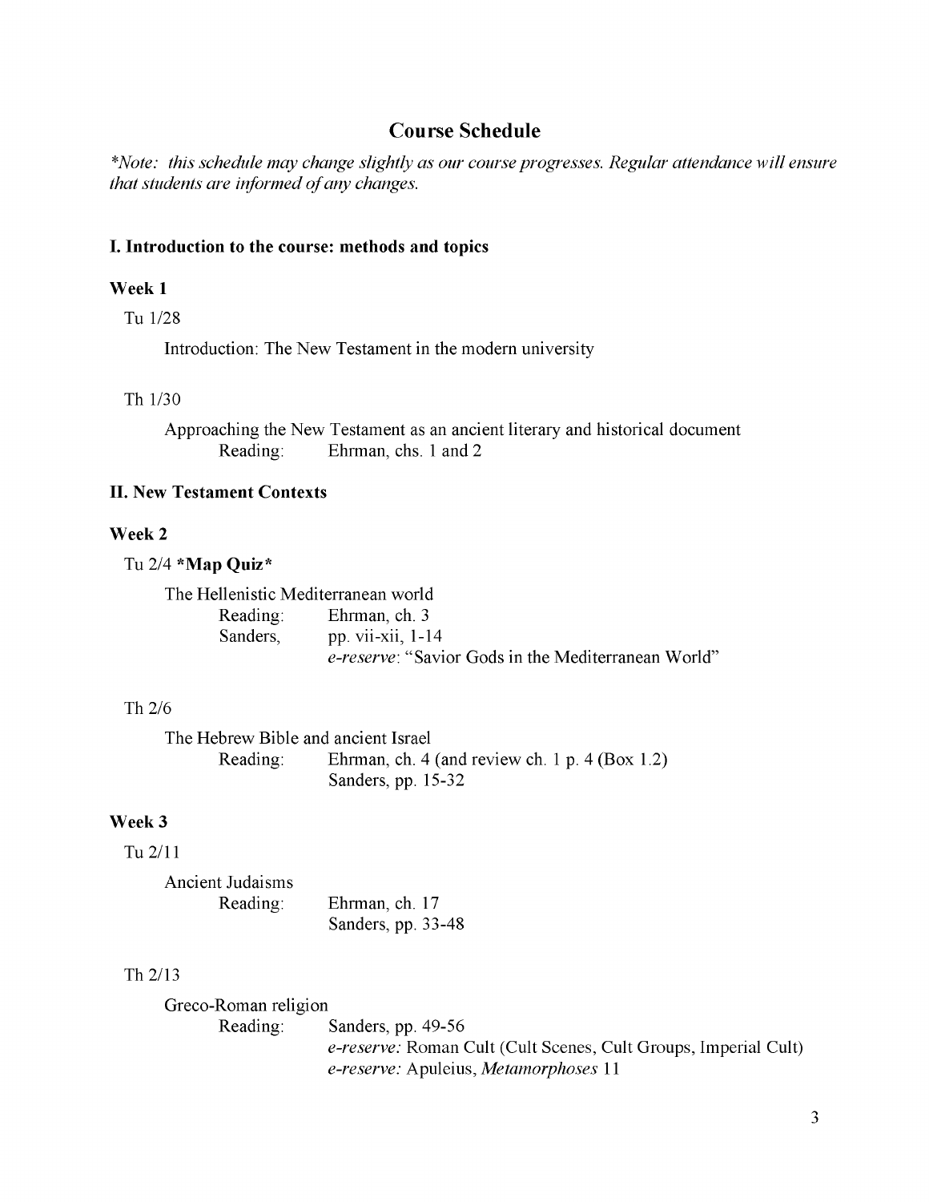## Course Schedule

*\*Note: this schedule may change slightly as our course progresses. Regular attendance will ensure that students are informed of any changes.*

### I. Introduction to the course: methods and topics

#### Week 1

Tu 1/28

Introduction: The New Testament in the modern university

Th 1/30

Approaching the New Testament as an ancient literary and historical document
Reading: Ehrman, chs. 1 and 2

### II. New Testament Contexts

#### Week 2

Tu 2/4 **\*Map Quiz\***

The Hellenistic Mediterranean world
Reading: Ehrman, ch. 3
Sanders, pp. vii-xii, 1-14
*e-reserve*: "Savior Gods in the Mediterranean World"

Th 2/6

The Hebrew Bible and ancient Israel
Reading: Ehrman, ch. 4 (and review ch. 1 p. 4 (Box 1.2)
Sanders, pp. 15-32

#### Week 3

Tu 2/11

Ancient Judaisms
Reading: Ehrman, ch. 17
Sanders, pp. 33-48

Th 2/13

Greco-Roman religion
Reading: Sanders, pp. 49-56
*e-reserve:* Roman Cult (Cult Scenes, Cult Groups, Imperial Cult)
*e-reserve:* Apuleius, *Metamorphoses* 11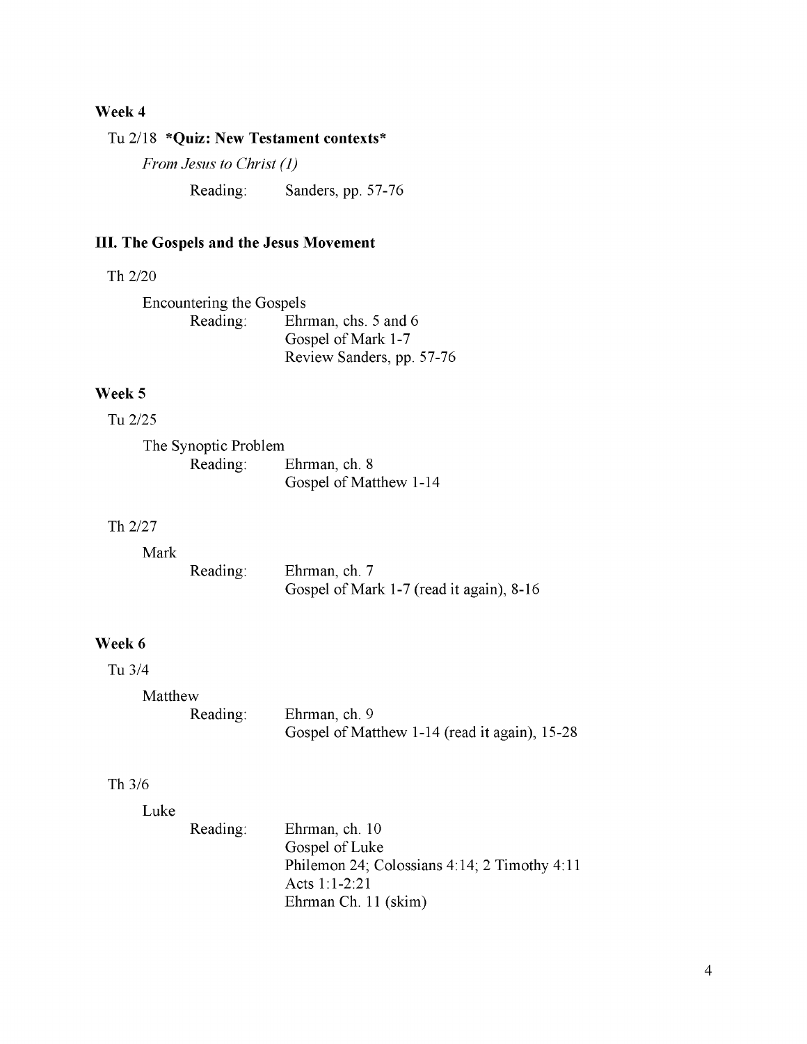### Week 4

Tu 2/18 ***Quiz: New Testament contexts***

*From Jesus to Christ (1)*

Reading: Sanders, pp. 57-76

## III. The Gospels and the Jesus Movement

Th 2/20

Encountering the Gospels

Reading: Ehrman, chs. 5 and 6
Gospel of Mark 1-7
Review Sanders, pp. 57-76

### Week 5

Tu 2/25

The Synoptic Problem

Reading: Ehrman, ch. 8
Gospel of Matthew 1-14

Th 2/27

Mark

Reading: Ehrman, ch. 7
Gospel of Mark 1-7 (read it again), 8-16

### Week 6

Tu 3/4

Matthew

Reading: Ehrman, ch. 9
Gospel of Matthew 1-14 (read it again), 15-28

Th 3/6

Luke

Reading: Ehrman, ch. 10
Gospel of Luke
Philemon 24; Colossians 4:14; 2 Timothy 4:11
Acts 1:1-2:21
Ehrman Ch. 11 (skim)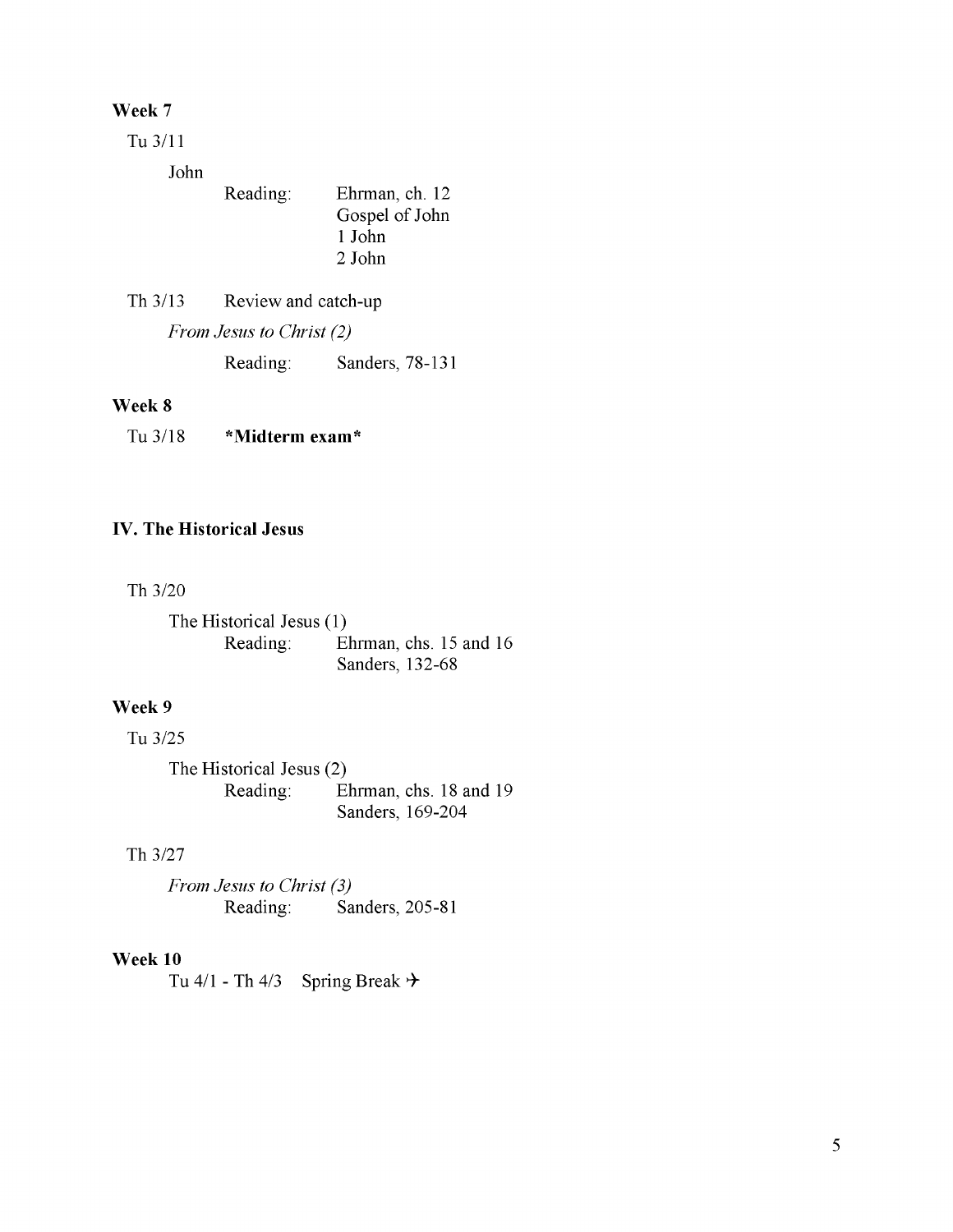**Week 7**

Tu 3/11

John

Reading: Ehrman, ch. 12
Gospel of John
1 John
2 John

Th 3/13 Review and catch-up

*From Jesus to Christ (2)*

Reading: Sanders, 78-131

**Week 8**

Tu 3/18 ***Midterm exam***

## IV. The Historical Jesus

Th 3/20

The Historical Jesus (1)
Reading: Ehrman, chs. 15 and 16
Sanders, 132-68

**Week 9**

Tu 3/25

The Historical Jesus (2)
Reading: Ehrman, chs. 18 and 19
Sanders, 169-204

Th 3/27

*From Jesus to Christ (3)*
Reading: Sanders, 205-81

**Week 10**

Tu 4/1 - Th 4/3 Spring Break ✈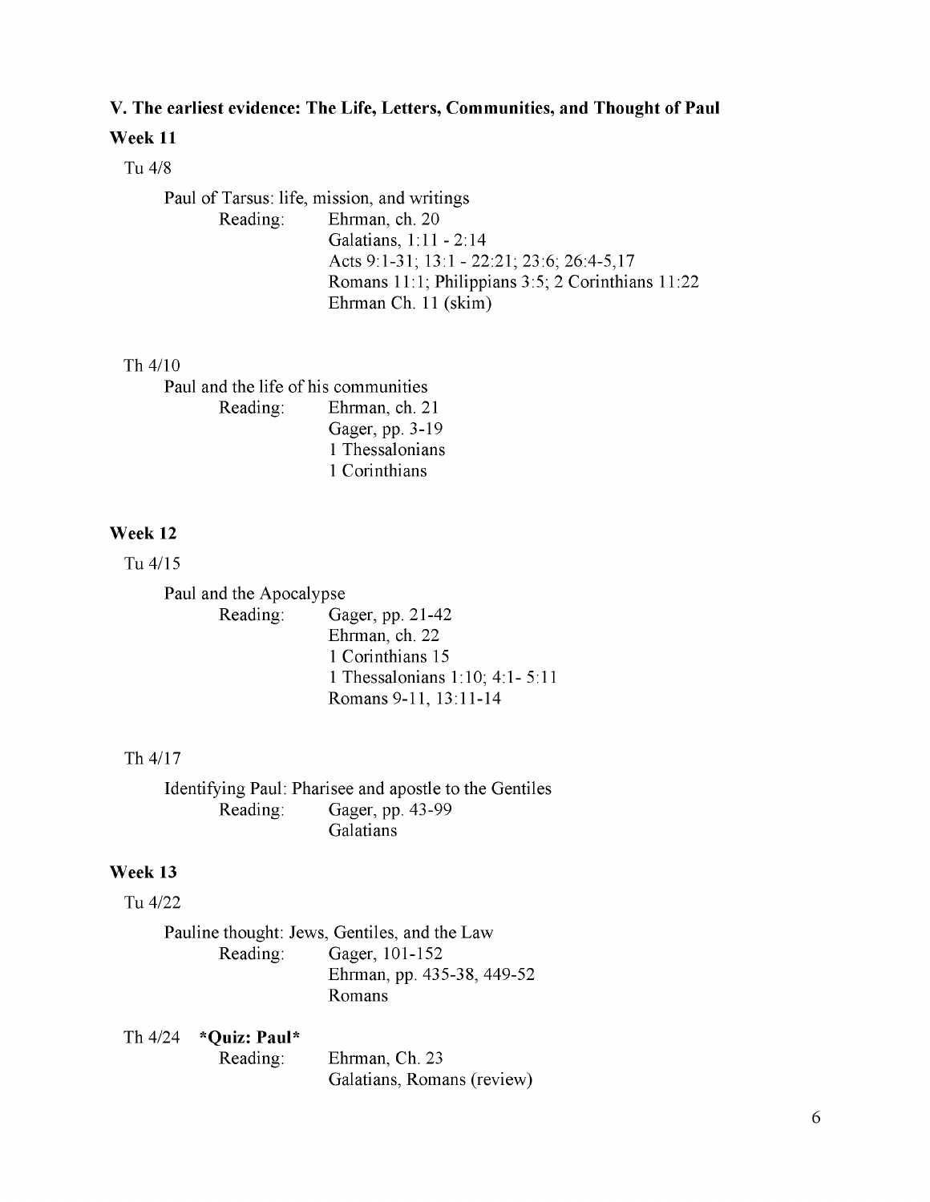### V. The earliest evidence: The Life, Letters, Communities, and Thought of Paul

#### Week 11

Tu 4/8

Paul of Tarsus: life, mission, and writings

Reading: Ehrman, ch. 20
Galatians, 1:11 - 2:14
Acts 9:1-31; 13:1 - 22:21; 23:6; 26:4-5,17
Romans 11:1; Philippians 3:5; 2 Corinthians 11:22
Ehrman Ch. 11 (skim)

Th 4/10

Paul and the life of his communities

Reading: Ehrman, ch. 21
Gager, pp. 3-19
1 Thessalonians
1 Corinthians

#### Week 12

Tu 4/15

Paul and the Apocalypse

Reading: Gager, pp. 21-42
Ehrman, ch. 22
1 Corinthians 15
1 Thessalonians 1:10; 4:1- 5:11
Romans 9-11, 13:11-14

Th 4/17

Identifying Paul: Pharisee and apostle to the Gentiles

Reading: Gager, pp. 43-99
Galatians

#### Week 13

Tu 4/22

Pauline thought: Jews, Gentiles, and the Law

Reading: Gager, 101-152
Ehrman, pp. 435-38, 449-52
Romans

Th 4/24 ***Quiz: Paul***

Reading: Ehrman, Ch. 23
Galatians, Romans (review)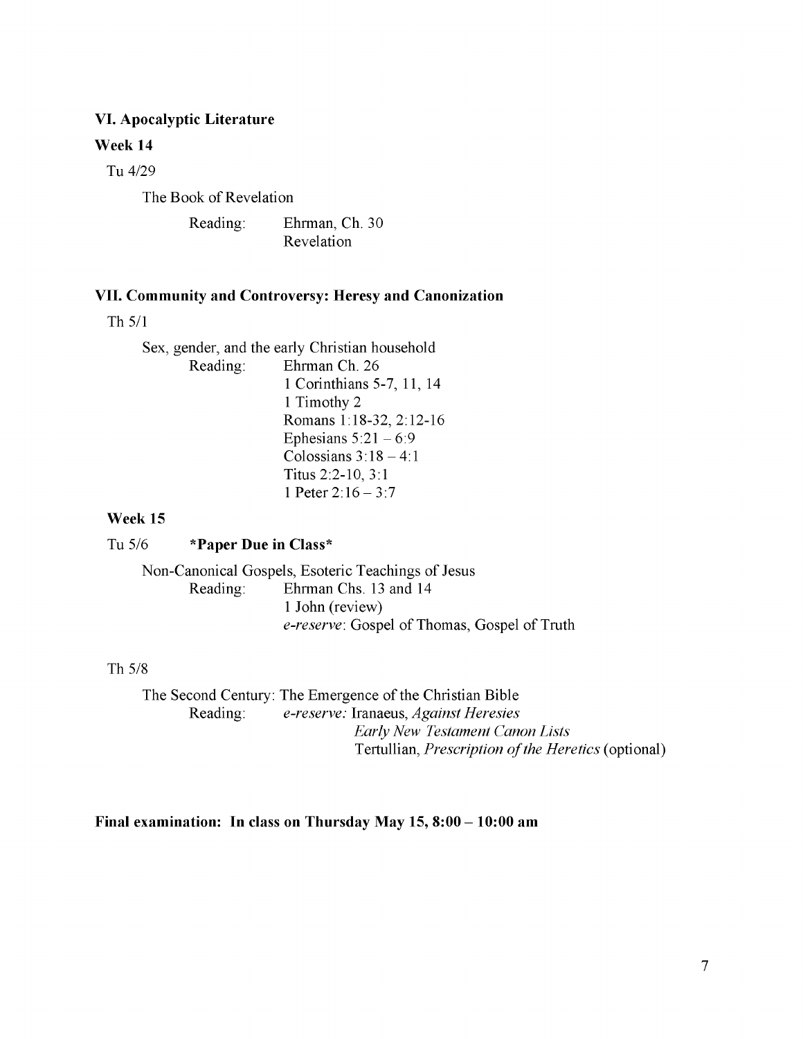### VI. Apocalyptic Literature

#### Week 14

Tu 4/29

The Book of Revelation

Reading: Ehrman, Ch. 30
Revelation

### VII. Community and Controversy: Heresy and Canonization

Th 5/1

Sex, gender, and the early Christian household

Reading: Ehrman Ch. 26
1 Corinthians 5-7, 11, 14
1 Timothy 2
Romans 1:18-32, 2:12-16
Ephesians 5:21 – 6:9
Colossians 3:18 – 4:1
Titus 2:2-10, 3:1
1 Peter 2:16 – 3:7

#### Week 15

Tu 5/6 ***Paper Due in Class***

Non-Canonical Gospels, Esoteric Teachings of Jesus

Reading: Ehrman Chs. 13 and 14
1 John (review)
*e-reserve*: Gospel of Thomas, Gospel of Truth

Th 5/8

The Second Century: The Emergence of the Christian Bible

Reading: *e-reserve:* Iranaeus, *Against Heresies*
*Early New Testament Canon Lists*
Tertullian, *Prescription of the Heretics* (optional)

**Final examination: In class on Thursday May 15, 8:00 – 10:00 am**